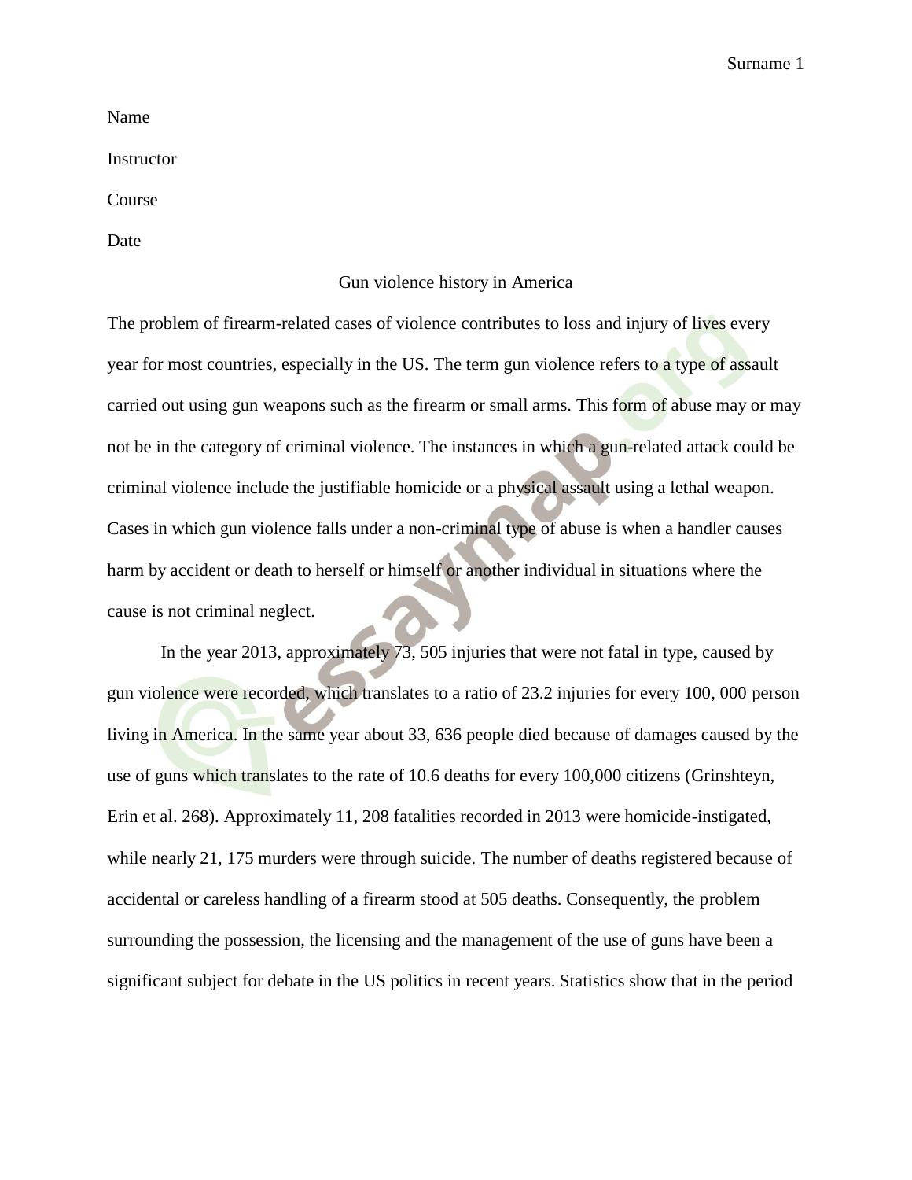Name

Instructor

Course

Date

# Gun violence history in America

The problem of firearm-related cases of violence contributes to loss and injury of lives every year for most countries, especially in the US. The term gun violence refers to a type of assault carried out using gun weapons such as the firearm or small arms. This form of abuse may or may not be in the category of criminal violence. The instances in which a gun-related attack could be criminal violence include the justifiable homicide or a physical assault using a lethal weapon. Cases in which gun violence falls under a non-criminal type of abuse is when a handler causes harm by accident or death to herself or himself or another individual in situations where the cause is not criminal neglect.

In the year 2013, approximately 73, 505 injuries that were not fatal in type, caused by gun violence were recorded, which translates to a ratio of 23.2 injuries for every 100, 000 person living in America. In the same year about 33, 636 people died because of damages caused by the use of guns which translates to the rate of 10.6 deaths for every 100,000 citizens (Grinshteyn, Erin et al. 268). Approximately 11, 208 fatalities recorded in 2013 were homicide-instigated, while nearly 21, 175 murders were through suicide. The number of deaths registered because of accidental or careless handling of a firearm stood at 505 deaths. Consequently, the problem surrounding the possession, the licensing and the management of the use of guns have been a significant subject for debate in the US politics in recent years. Statistics show that in the period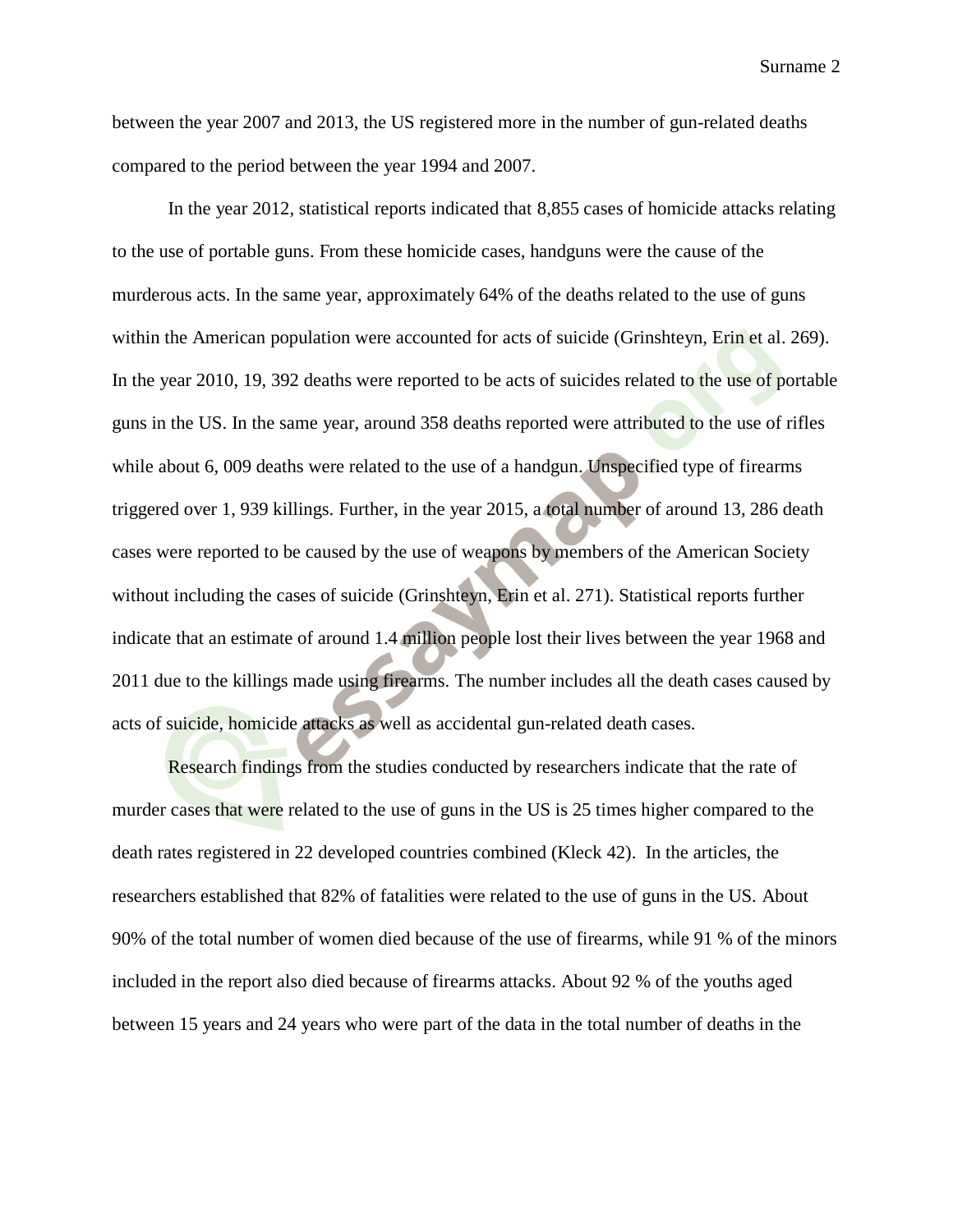between the year 2007 and 2013, the US registered more in the number of gun-related deaths compared to the period between the year 1994 and 2007.

In the year 2012, statistical reports indicated that 8,855 cases of homicide attacks relating to the use of portable guns. From these homicide cases, handguns were the cause of the murderous acts. In the same year, approximately 64% of the deaths related to the use of guns within the American population were accounted for acts of suicide (Grinshteyn, Erin et al. 269). In the year 2010, 19, 392 deaths were reported to be acts of suicides related to the use of portable guns in the US. In the same year, around 358 deaths reported were attributed to the use of rifles while about 6, 009 deaths were related to the use of a handgun. Unspecified type of firearms triggered over 1, 939 killings. Further, in the year 2015, a total number of around 13, 286 death cases were reported to be caused by the use of weapons by members of the American Society without including the cases of suicide (Grinshteyn, Erin et al. 271). Statistical reports further indicate that an estimate of around 1.4 million people lost their lives between the year 1968 and 2011 due to the killings made using firearms. The number includes all the death cases caused by acts of suicide, homicide attacks as well as accidental gun-related death cases.

Research findings from the studies conducted by researchers indicate that the rate of murder cases that were related to the use of guns in the US is 25 times higher compared to the death rates registered in 22 developed countries combined (Kleck 42). In the articles, the researchers established that 82% of fatalities were related to the use of guns in the US. About 90% of the total number of women died because of the use of firearms, while 91 % of the minors included in the report also died because of firearms attacks. About 92 % of the youths aged between 15 years and 24 years who were part of the data in the total number of deaths in the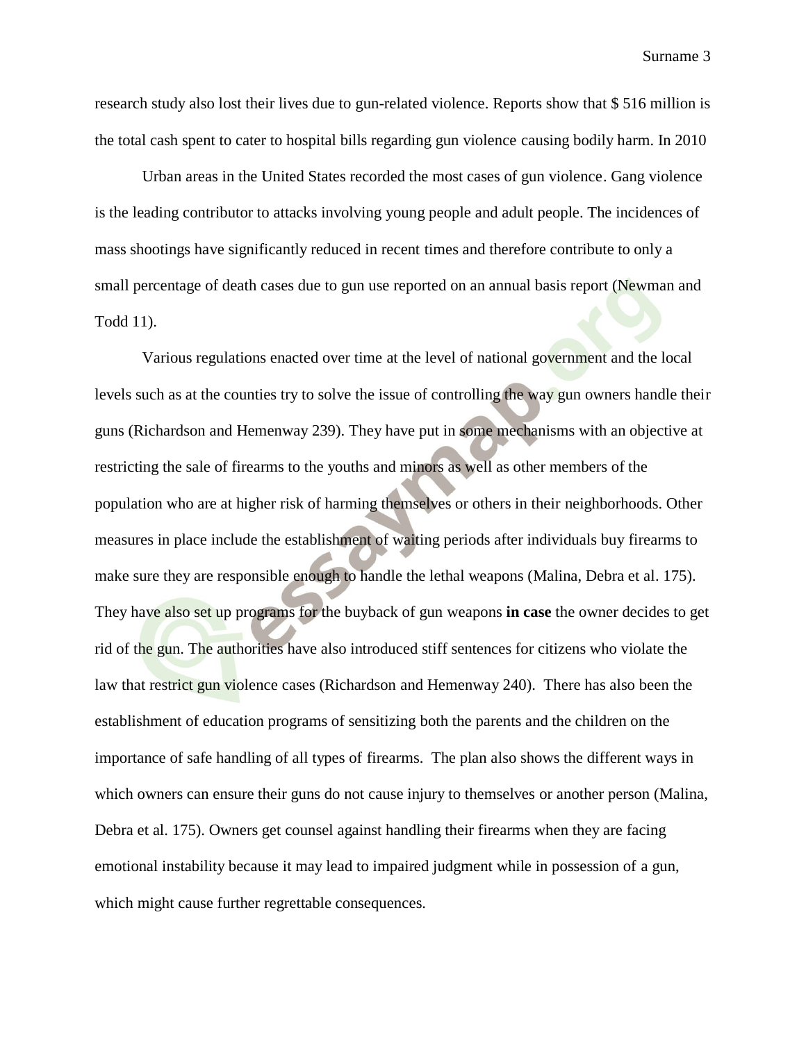research study also lost their lives due to gun-related violence. Reports show that $ 516 million is the total cash spent to cater to hospital bills regarding gun violence causing bodily harm. In 2010

Urban areas in the United States recorded the most cases of gun violence. Gang violence is the leading contributor to attacks involving young people and adult people. The incidences of mass shootings have significantly reduced in recent times and therefore contribute to only a small percentage of death cases due to gun use reported on an annual basis report (Newman and Todd 11).

Various regulations enacted over time at the level of national government and the local levels such as at the counties try to solve the issue of controlling the way gun owners handle their guns (Richardson and Hemenway 239). They have put in some mechanisms with an objective at restricting the sale of firearms to the youths and minors as well as other members of the population who are at higher risk of harming themselves or others in their neighborhoods. Other measures in place include the establishment of waiting periods after individuals buy firearms to make sure they are responsible enough to handle the lethal weapons (Malina, Debra et al. 175). They have also set up programs for the buyback of gun weapons **in case** the owner decides to get rid of the gun. The authorities have also introduced stiff sentences for citizens who violate the law that restrict gun violence cases (Richardson and Hemenway 240). There has also been the establishment of education programs of sensitizing both the parents and the children on the importance of safe handling of all types of firearms. The plan also shows the different ways in which owners can ensure their guns do not cause injury to themselves or another person (Malina, Debra et al. 175). Owners get counsel against handling their firearms when they are facing emotional instability because it may lead to impaired judgment while in possession of a gun, which might cause further regrettable consequences.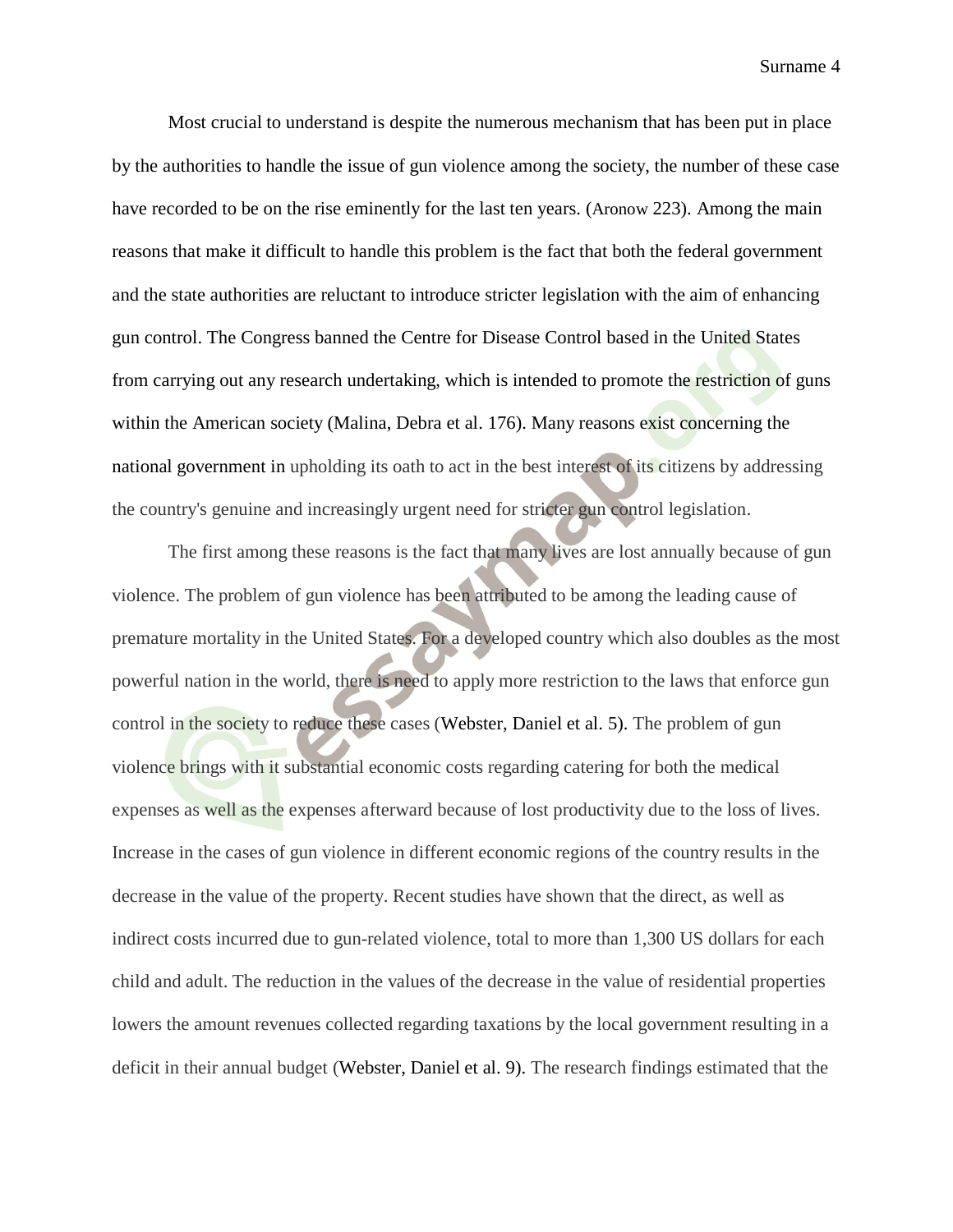Most crucial to understand is despite the numerous mechanism that has been put in place by the authorities to handle the issue of gun violence among the society, the number of these case have recorded to be on the rise eminently for the last ten years. (Aronow 223). Among the main reasons that make it difficult to handle this problem is the fact that both the federal government and the state authorities are reluctant to introduce stricter legislation with the aim of enhancing gun control. The Congress banned the Centre for Disease Control based in the United States from carrying out any research undertaking, which is intended to promote the restriction of guns within the American society (Malina, Debra et al. 176). Many reasons exist concerning the national government in upholding its oath to act in the best interest of its citizens by addressing the country's genuine and increasingly urgent need for stricter gun control legislation.

The first among these reasons is the fact that many lives are lost annually because of gun violence. The problem of gun violence has been attributed to be among the leading cause of premature mortality in the United States. For a developed country which also doubles as the most powerful nation in the world, there is need to apply more restriction to the laws that enforce gun control in the society to reduce these cases (Webster, Daniel et al. 5). The problem of gun violence brings with it substantial economic costs regarding catering for both the medical expenses as well as the expenses afterward because of lost productivity due to the loss of lives. Increase in the cases of gun violence in different economic regions of the country results in the decrease in the value of the property. Recent studies have shown that the direct, as well as indirect costs incurred due to gun-related violence, total to more than 1,300 US dollars for each child and adult. The reduction in the values of the decrease in the value of residential properties lowers the amount revenues collected regarding taxations by the local government resulting in a deficit in their annual budget (Webster, Daniel et al. 9). The research findings estimated that the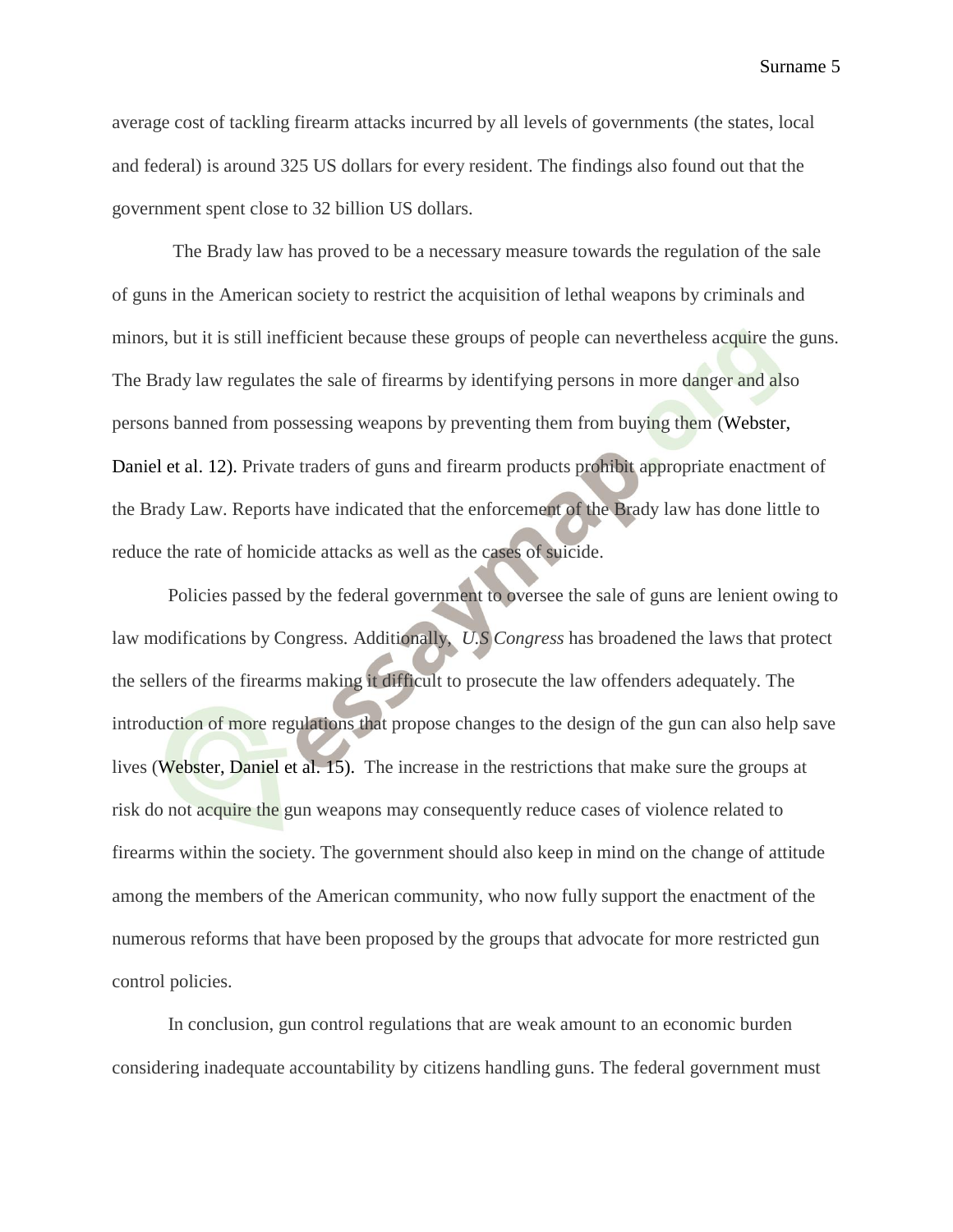average cost of tackling firearm attacks incurred by all levels of governments (the states, local and federal) is around 325 US dollars for every resident. The findings also found out that the government spent close to 32 billion US dollars.

The Brady law has proved to be a necessary measure towards the regulation of the sale of guns in the American society to restrict the acquisition of lethal weapons by criminals and minors, but it is still inefficient because these groups of people can nevertheless acquire the guns. The Brady law regulates the sale of firearms by identifying persons in more danger and also persons banned from possessing weapons by preventing them from buying them (Webster, Daniel et al. 12). Private traders of guns and firearm products prohibit appropriate enactment of the Brady Law. Reports have indicated that the enforcement of the Brady law has done little to reduce the rate of homicide attacks as well as the cases of suicide.

Policies passed by the federal government to oversee the sale of guns are lenient owing to law modifications by Congress. Additionally, *U.S Congress* has broadened the laws that protect the sellers of the firearms making it difficult to prosecute the law offenders adequately. The introduction of more regulations that propose changes to the design of the gun can also help save lives (Webster, Daniel et al. 15). The increase in the restrictions that make sure the groups at risk do not acquire the gun weapons may consequently reduce cases of violence related to firearms within the society. The government should also keep in mind on the change of attitude among the members of the American community, who now fully support the enactment of the numerous reforms that have been proposed by the groups that advocate for more restricted gun control policies.

In conclusion, gun control regulations that are weak amount to an economic burden considering inadequate accountability by citizens handling guns. The federal government must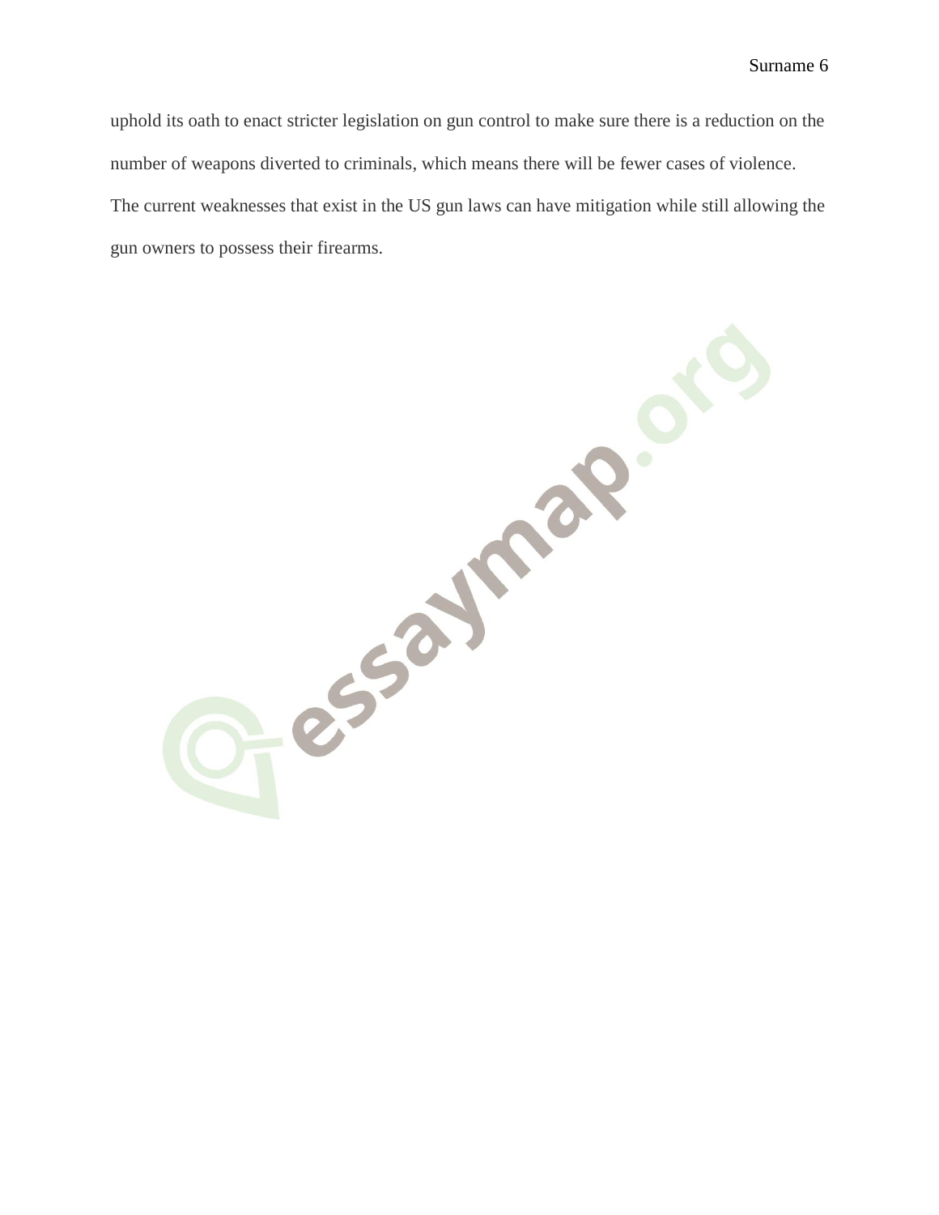uphold its oath to enact stricter legislation on gun control to make sure there is a reduction on the number of weapons diverted to criminals, which means there will be fewer cases of violence. The current weaknesses that exist in the US gun laws can have mitigation while still allowing the gun owners to possess their firearms.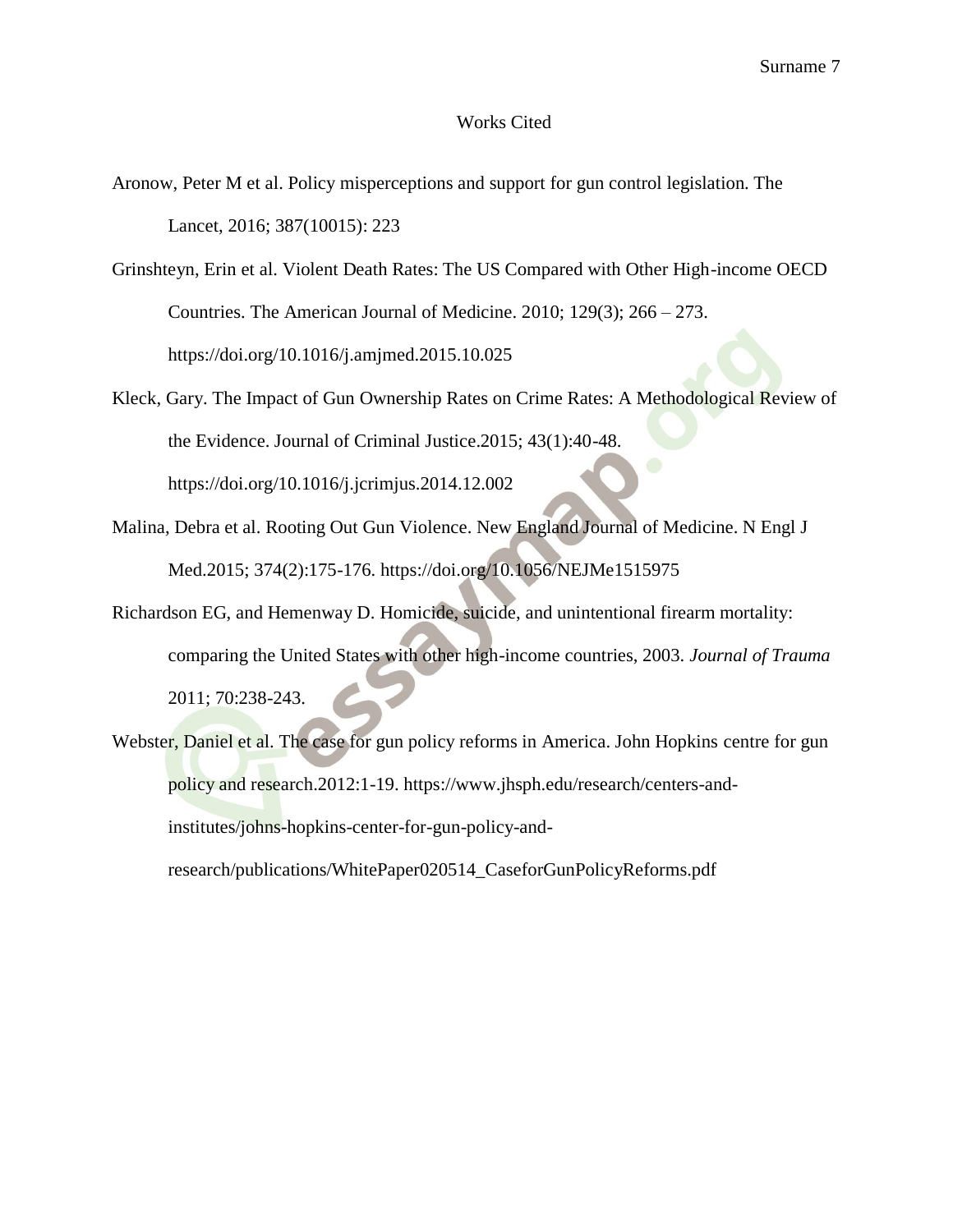# Works Cited

Aronow, Peter M et al. Policy misperceptions and support for gun control legislation. The Lancet, 2016; 387(10015): 223

Grinshteyn, Erin et al. Violent Death Rates: The US Compared with Other High-income OECD Countries. The American Journal of Medicine. 2010; 129(3); 266 – 273. https://doi.org/10.1016/j.amjmed.2015.10.025

Kleck, Gary. The Impact of Gun Ownership Rates on Crime Rates: A Methodological Review of the Evidence. Journal of Criminal Justice.2015; 43(1):40-48. https://doi.org/10.1016/j.jcrimjus.2014.12.002

Malina, Debra et al. Rooting Out Gun Violence. New England Journal of Medicine. N Engl J Med.2015; 374(2):175-176. https://doi.org/10.1056/NEJMe1515975

Richardson EG, and Hemenway D. Homicide, suicide, and unintentional firearm mortality: comparing the United States with other high-income countries, 2003. *Journal of Trauma* 2011; 70:238-243.

Webster, Daniel et al. The case for gun policy reforms in America. John Hopkins centre for gun policy and research.2012:1-19. https://www.jhsph.edu/research/centers-and-institutes/johns-hopkins-center-for-gun-policy-and-research/publications/WhitePaper020514_CaseforGunPolicyReforms.pdf